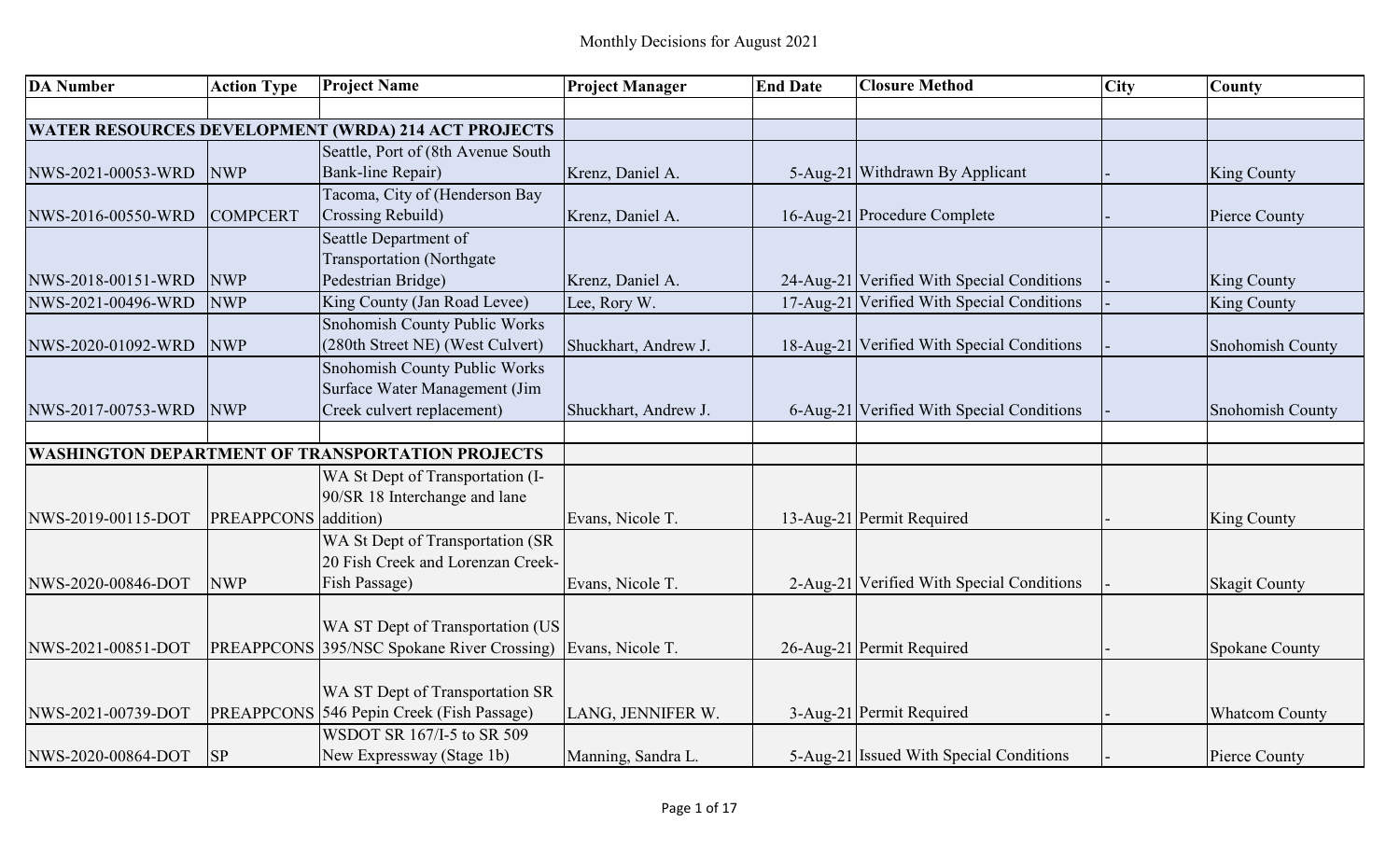# Monthly Decisions for August 2021

| DA Number | Action Type | Project Name | Project Manager | End Date | Closure Method | City | County |
|---|---|---|---|---|---|---|---|
| | | | | | | | |
| **WATER RESOURCES DEVELOPMENT (WRDA) 214 ACT PROJECTS** | | | | | | | |
| NWS-2021-00053-WRD | NWP | Seattle, Port of (8th Avenue South Bank-line Repair) | Krenz, Daniel A. | 5-Aug-21 | Withdrawn By Applicant | - | King County |
| NWS-2016-00550-WRD | COMPCERT | Tacoma, City of (Henderson Bay Crossing Rebuild) | Krenz, Daniel A. | 16-Aug-21 | Procedure Complete | - | Pierce County |
| NWS-2018-00151-WRD | NWP | Seattle Department of Transportation (Northgate Pedestrian Bridge) | Krenz, Daniel A. | 24-Aug-21 | Verified With Special Conditions | - | King County |
| NWS-2021-00496-WRD | NWP | King County (Jan Road Levee) | Lee, Rory W. | 17-Aug-21 | Verified With Special Conditions | - | King County |
| NWS-2020-01092-WRD | NWP | Snohomish County Public Works (280th Street NE) (West Culvert) | Shuckhart, Andrew J. | 18-Aug-21 | Verified With Special Conditions | - | Snohomish County |
| NWS-2017-00753-WRD | NWP | Snohomish County Public Works Surface Water Management (Jim Creek culvert replacement) | Shuckhart, Andrew J. | 6-Aug-21 | Verified With Special Conditions | - | Snohomish County |
| | | | | | | | |
| **WASHINGTON DEPARTMENT OF TRANSPORTATION PROJECTS** | | | | | | | |
| NWS-2019-00115-DOT | PREAPPCONS | WA St Dept of Transportation (I-90/SR 18 Interchange and lane addition) | Evans, Nicole T. | 13-Aug-21 | Permit Required | - | King County |
| NWS-2020-00846-DOT | NWP | WA St Dept of Transportation (SR 20 Fish Creek and Lorenzan Creek-Fish Passage) | Evans, Nicole T. | 2-Aug-21 | Verified With Special Conditions | - | Skagit County |
| NWS-2021-00851-DOT | PREAPPCONS | WA ST Dept of Transportation (US 395/NSC Spokane River Crossing) | Evans, Nicole T. | 26-Aug-21 | Permit Required | - | Spokane County |
| NWS-2021-00739-DOT | PREAPPCONS | WA ST Dept of Transportation SR 546 Pepin Creek (Fish Passage) | LANG, JENNIFER W. | 3-Aug-21 | Permit Required | - | Whatcom County |
| NWS-2020-00864-DOT | SP | WSDOT SR 167/I-5 to SR 509 New Expressway (Stage 1b) | Manning, Sandra L. | 5-Aug-21 | Issued With Special Conditions | - | Pierce County |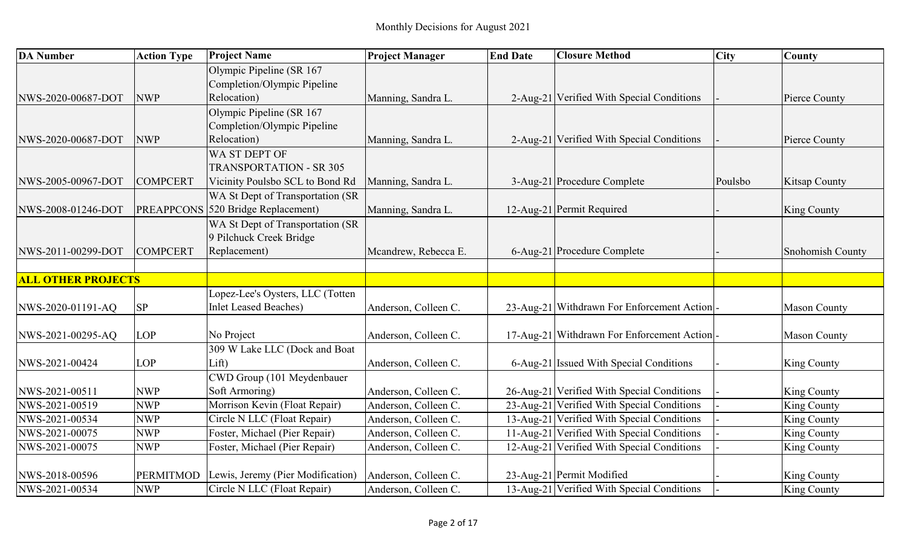# Monthly Decisions for August 2021

| DA Number | Action Type | Project Name | Project Manager | End Date | Closure Method | City | County |
|---|---|---|---|---|---|---|---|
| NWS-2020-00687-DOT | NWP | Olympic Pipeline (SR 167 Completion/Olympic Pipeline Relocation) | Manning, Sandra L. | 2-Aug-21 | Verified With Special Conditions | - | Pierce County |
| NWS-2020-00687-DOT | NWP | Olympic Pipeline (SR 167 Completion/Olympic Pipeline Relocation) | Manning, Sandra L. | 2-Aug-21 | Verified With Special Conditions | - | Pierce County |
| NWS-2005-00967-DOT | COMPCERT | WA ST DEPT OF TRANSPORTATION - SR 305 Vicinity Poulsbo SCL to Bond Rd | Manning, Sandra L. | 3-Aug-21 | Procedure Complete | Poulsbo | Kitsap County |
| NWS-2008-01246-DOT | PREAPPCONS | WA St Dept of Transportation (SR 520 Bridge Replacement) | Manning, Sandra L. | 12-Aug-21 | Permit Required | - | King County |
| NWS-2011-00299-DOT | COMPCERT | WA St Dept of Transportation (SR 9 Pilchuck Creek Bridge Replacement) | Mcandrew, Rebecca E. | 6-Aug-21 | Procedure Complete | - | Snohomish County |
| | | | | | | | |
| **ALL OTHER PROJECTS** | | | | | | | |
| NWS-2020-01191-AQ | SP | Lopez-Lee's Oysters, LLC (Totten Inlet Leased Beaches) | Anderson, Colleen C. | 23-Aug-21 | Withdrawn For Enforcement Action | - | Mason County |
| NWS-2021-00295-AQ | LOP | No Project | Anderson, Colleen C. | 17-Aug-21 | Withdrawn For Enforcement Action | - | Mason County |
| NWS-2021-00424 | LOP | 309 W Lake LLC (Dock and Boat Lift) | Anderson, Colleen C. | 6-Aug-21 | Issued With Special Conditions | - | King County |
| NWS-2021-00511 | NWP | CWD Group (101 Meydenbauer Soft Armoring) | Anderson, Colleen C. | 26-Aug-21 | Verified With Special Conditions | - | King County |
| NWS-2021-00519 | NWP | Morrison Kevin (Float Repair) | Anderson, Colleen C. | 23-Aug-21 | Verified With Special Conditions | - | King County |
| NWS-2021-00534 | NWP | Circle N LLC (Float Repair) | Anderson, Colleen C. | 13-Aug-21 | Verified With Special Conditions | - | King County |
| NWS-2021-00075 | NWP | Foster, Michael (Pier Repair) | Anderson, Colleen C. | 11-Aug-21 | Verified With Special Conditions | - | King County |
| NWS-2021-00075 | NWP | Foster, Michael (Pier Repair) | Anderson, Colleen C. | 12-Aug-21 | Verified With Special Conditions | - | King County |
| NWS-2018-00596 | PERMITMOD | Lewis, Jeremy (Pier Modification) | Anderson, Colleen C. | 23-Aug-21 | Permit Modified | - | King County |
| NWS-2021-00534 | NWP | Circle N LLC (Float Repair) | Anderson, Colleen C. | 13-Aug-21 | Verified With Special Conditions | - | King County |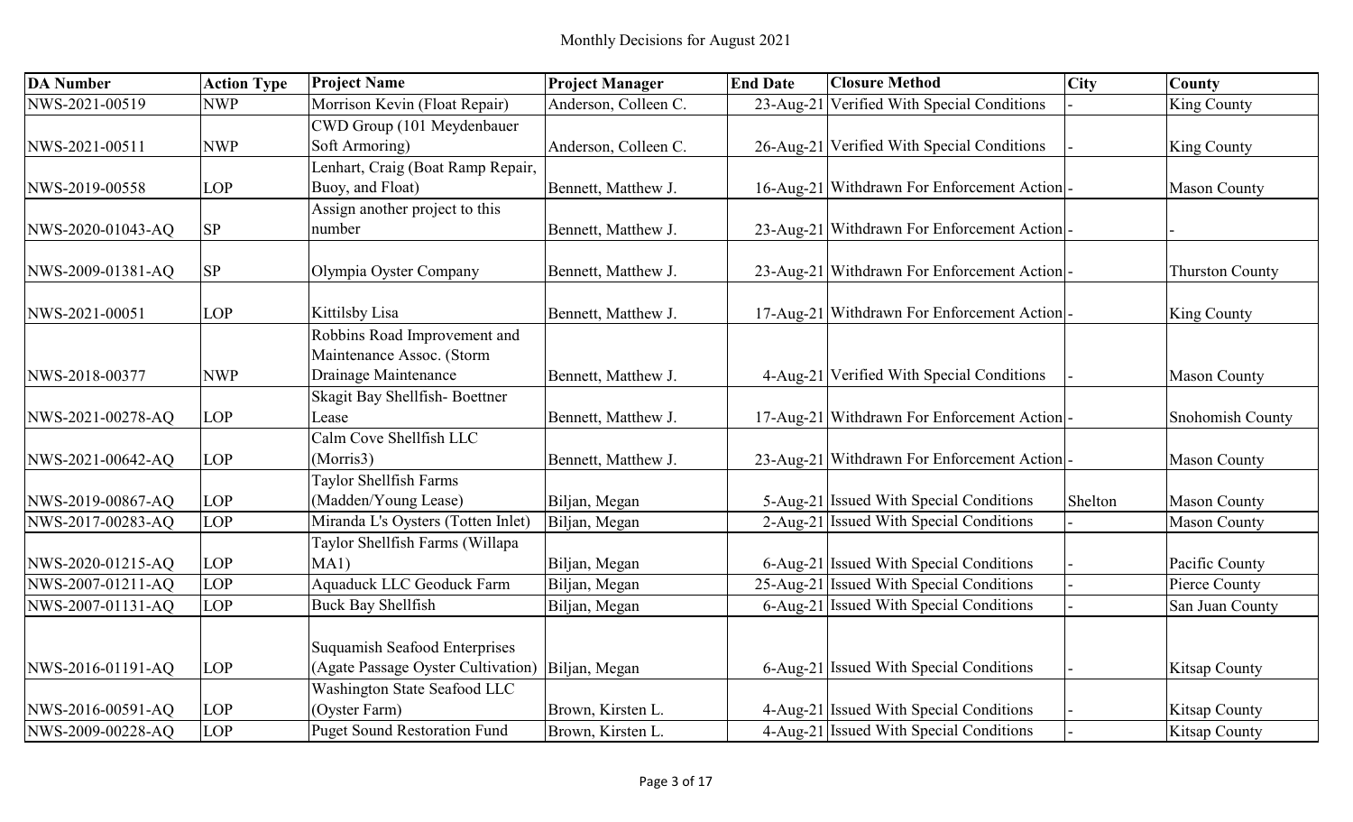Monthly Decisions for August 2021

| DA Number | Action Type | Project Name | Project Manager | End Date | Closure Method | City | County |
|---|---|---|---|---|---|---|---|
| NWS-2021-00519 | NWP | Morrison Kevin (Float Repair) | Anderson, Colleen C. | 23-Aug-21 | Verified With Special Conditions | - | King County |
| NWS-2021-00511 | NWP | CWD Group (101 Meydenbauer Soft Armoring) | Anderson, Colleen C. | 26-Aug-21 | Verified With Special Conditions | - | King County |
| NWS-2019-00558 | LOP | Lenhart, Craig (Boat Ramp Repair, Buoy, and Float) | Bennett, Matthew J. | 16-Aug-21 | Withdrawn For Enforcement Action | - | Mason County |
| NWS-2020-01043-AQ | SP | Assign another project to this number | Bennett, Matthew J. | 23-Aug-21 | Withdrawn For Enforcement Action | - | - |
| NWS-2009-01381-AQ | SP | Olympia Oyster Company | Bennett, Matthew J. | 23-Aug-21 | Withdrawn For Enforcement Action | - | Thurston County |
| NWS-2021-00051 | LOP | Kittilsby Lisa | Bennett, Matthew J. | 17-Aug-21 | Withdrawn For Enforcement Action | - | King County |
| NWS-2018-00377 | NWP | Robbins Road Improvement and Maintenance Assoc. (Storm Drainage Maintenance | Bennett, Matthew J. | 4-Aug-21 | Verified With Special Conditions | - | Mason County |
| NWS-2021-00278-AQ | LOP | Skagit Bay Shellfish- Boettner Lease | Bennett, Matthew J. | 17-Aug-21 | Withdrawn For Enforcement Action | - | Snohomish County |
| NWS-2021-00642-AQ | LOP | Calm Cove Shellfish LLC (Morris3) | Bennett, Matthew J. | 23-Aug-21 | Withdrawn For Enforcement Action | - | Mason County |
| NWS-2019-00867-AQ | LOP | Taylor Shellfish Farms (Madden/Young Lease) | Biljan, Megan | 5-Aug-21 | Issued With Special Conditions | Shelton | Mason County |
| NWS-2017-00283-AQ | LOP | Miranda L's Oysters (Totten Inlet) | Biljan, Megan | 2-Aug-21 | Issued With Special Conditions | - | Mason County |
| NWS-2020-01215-AQ | LOP | Taylor Shellfish Farms (Willapa MA1) | Biljan, Megan | 6-Aug-21 | Issued With Special Conditions | - | Pacific County |
| NWS-2007-01211-AQ | LOP | Aquaduck LLC Geoduck Farm | Biljan, Megan | 25-Aug-21 | Issued With Special Conditions | - | Pierce County |
| NWS-2007-01131-AQ | LOP | Buck Bay Shellfish | Biljan, Megan | 6-Aug-21 | Issued With Special Conditions | - | San Juan County |
| NWS-2016-01191-AQ | LOP | Suquamish Seafood Enterprises (Agate Passage Oyster Cultivation) | Biljan, Megan | 6-Aug-21 | Issued With Special Conditions | - | Kitsap County |
| NWS-2016-00591-AQ | LOP | Washington State Seafood LLC (Oyster Farm) | Brown, Kirsten L. | 4-Aug-21 | Issued With Special Conditions | - | Kitsap County |
| NWS-2009-00228-AQ | LOP | Puget Sound Restoration Fund | Brown, Kirsten L. | 4-Aug-21 | Issued With Special Conditions | - | Kitsap County |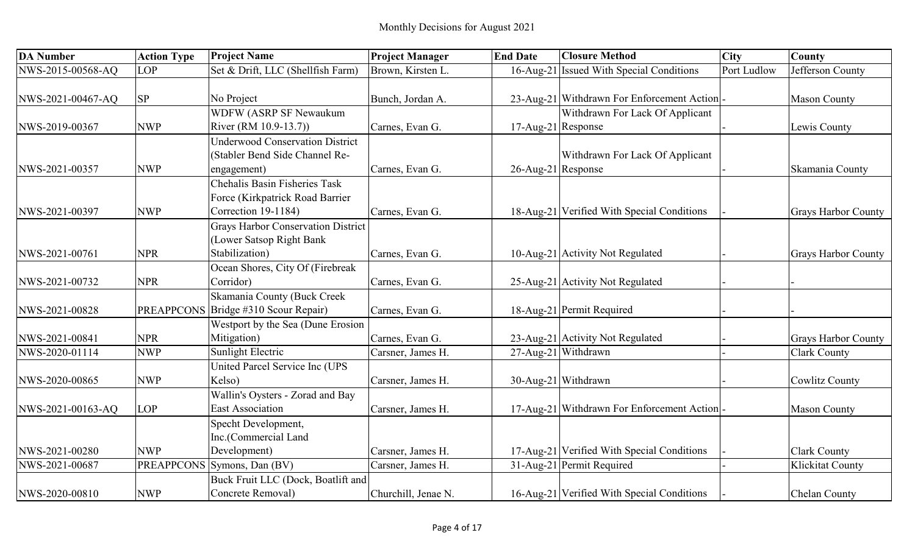# Monthly Decisions for August 2021

| DA Number | Action Type | Project Name | Project Manager | End Date | Closure Method | City | County |
|---|---|---|---|---|---|---|---|
| NWS-2015-00568-AQ | LOP | Set & Drift, LLC (Shellfish Farm) | Brown, Kirsten L. | 16-Aug-21 | Issued With Special Conditions | Port Ludlow | Jefferson County |
| NWS-2021-00467-AQ | SP | No Project | Bunch, Jordan A. | 23-Aug-21 | Withdrawn For Enforcement Action | - | Mason County |
| NWS-2019-00367 | NWP | WDFW (ASRP SF Newaukum River (RM 10.9-13.7)) | Carnes, Evan G. | 17-Aug-21 | Withdrawn For Lack Of Applicant Response | - | Lewis County |
| NWS-2021-00357 | NWP | Underwood Conservation District (Stabler Bend Side Channel Re-engagement) | Carnes, Evan G. | 26-Aug-21 | Withdrawn For Lack Of Applicant Response | - | Skamania County |
| NWS-2021-00397 | NWP | Chehalis Basin Fisheries Task Force (Kirkpatrick Road Barrier Correction 19-1184) | Carnes, Evan G. | 18-Aug-21 | Verified With Special Conditions | - | Grays Harbor County |
| NWS-2021-00761 | NPR | Grays Harbor Conservation District (Lower Satsop Right Bank Stabilization) | Carnes, Evan G. | 10-Aug-21 | Activity Not Regulated | - | Grays Harbor County |
| NWS-2021-00732 | NPR | Ocean Shores, City Of (Firebreak Corridor) | Carnes, Evan G. | 25-Aug-21 | Activity Not Regulated | - | - |
| NWS-2021-00828 | PREAPPCONS | Skamania County (Buck Creek Bridge #310 Scour Repair) | Carnes, Evan G. | 18-Aug-21 | Permit Required | - | - |
| NWS-2021-00841 | NPR | Westport by the Sea (Dune Erosion Mitigation) | Carnes, Evan G. | 23-Aug-21 | Activity Not Regulated | - | Grays Harbor County |
| NWS-2020-01114 | NWP | Sunlight Electric | Carsner, James H. | 27-Aug-21 | Withdrawn | - | Clark County |
| NWS-2020-00865 | NWP | United Parcel Service Inc (UPS Kelso) | Carsner, James H. | 30-Aug-21 | Withdrawn | - | Cowlitz County |
| NWS-2021-00163-AQ | LOP | Wallin's Oysters - Zorad and Bay East Association | Carsner, James H. | 17-Aug-21 | Withdrawn For Enforcement Action | - | Mason County |
| NWS-2021-00280 | NWP | Specht Development, Inc.(Commercial Land Development) | Carsner, James H. | 17-Aug-21 | Verified With Special Conditions | - | Clark County |
| NWS-2021-00687 | PREAPPCONS | Symons, Dan (BV) | Carsner, James H. | 31-Aug-21 | Permit Required | - | Klickitat County |
| NWS-2020-00810 | NWP | Buck Fruit LLC (Dock, Boatlift and Concrete Removal) | Churchill, Jenae N. | 16-Aug-21 | Verified With Special Conditions | - | Chelan County |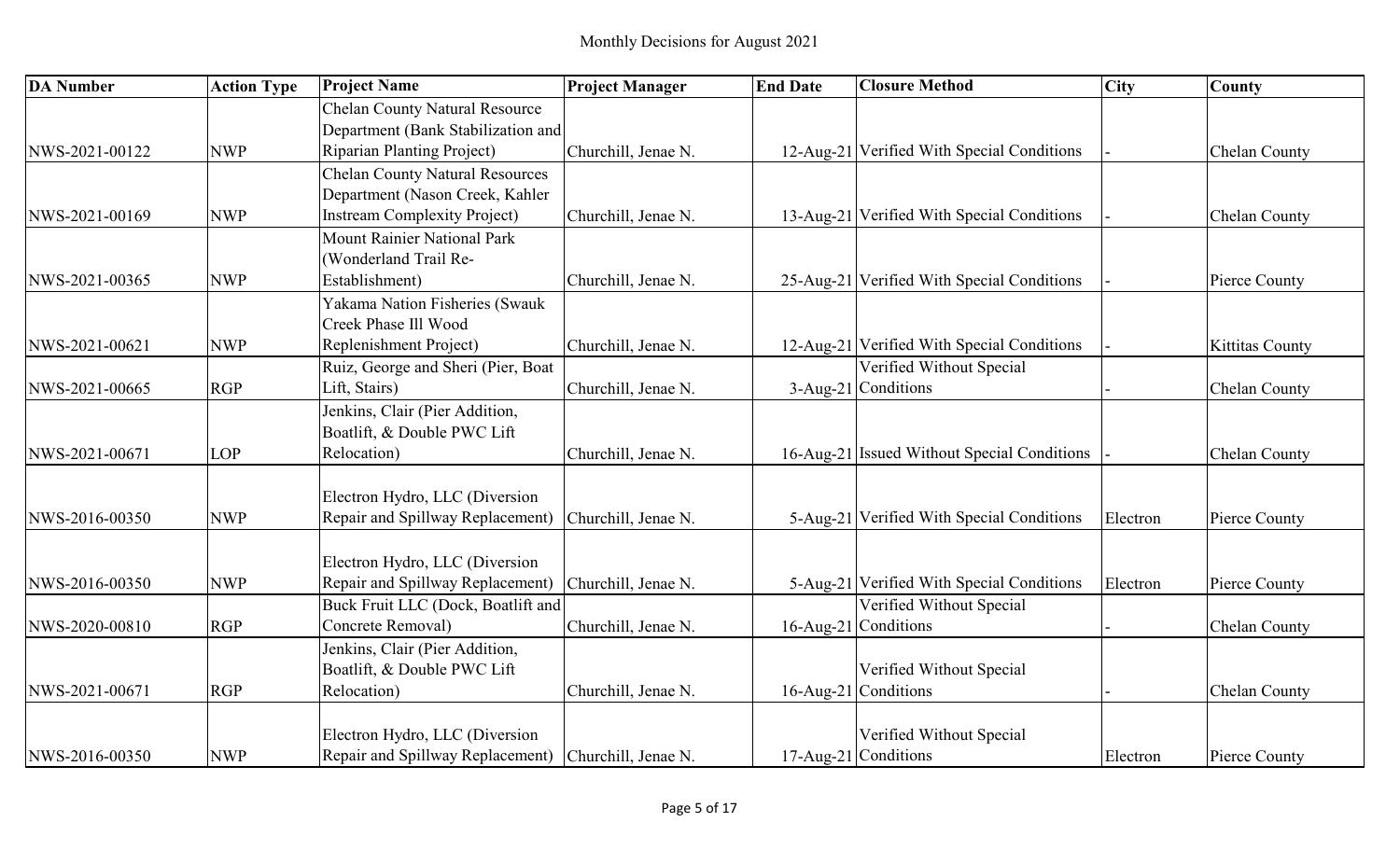# Monthly Decisions for August 2021

| DA Number | Action Type | Project Name | Project Manager | End Date | Closure Method | City | County |
|---|---|---|---|---|---|---|---|
| NWS-2021-00122 | NWP | Chelan County Natural Resource Department (Bank Stabilization and Riparian Planting Project) | Churchill, Jenae N. | 12-Aug-21 | Verified With Special Conditions | - | Chelan County |
| NWS-2021-00169 | NWP | Chelan County Natural Resources Department (Nason Creek, Kahler Instream Complexity Project) | Churchill, Jenae N. | 13-Aug-21 | Verified With Special Conditions | - | Chelan County |
| NWS-2021-00365 | NWP | Mount Rainier National Park (Wonderland Trail Re-Establishment) | Churchill, Jenae N. | 25-Aug-21 | Verified With Special Conditions | - | Pierce County |
| NWS-2021-00621 | NWP | Yakama Nation Fisheries (Swauk Creek Phase Ill Wood Replenishment Project) | Churchill, Jenae N. | 12-Aug-21 | Verified With Special Conditions | - | Kittitas County |
| NWS-2021-00665 | RGP | Ruiz, George and Sheri (Pier, Boat Lift, Stairs) | Churchill, Jenae N. | 3-Aug-21 | Verified Without Special Conditions | - | Chelan County |
| NWS-2021-00671 | LOP | Jenkins, Clair (Pier Addition, Boatlift, & Double PWC Lift Relocation) | Churchill, Jenae N. | 16-Aug-21 | Issued Without Special Conditions | - | Chelan County |
| NWS-2016-00350 | NWP | Electron Hydro, LLC (Diversion Repair and Spillway Replacement) | Churchill, Jenae N. | 5-Aug-21 | Verified With Special Conditions | Electron | Pierce County |
| NWS-2016-00350 | NWP | Electron Hydro, LLC (Diversion Repair and Spillway Replacement) | Churchill, Jenae N. | 5-Aug-21 | Verified With Special Conditions | Electron | Pierce County |
| NWS-2020-00810 | RGP | Buck Fruit LLC (Dock, Boatlift and Concrete Removal) | Churchill, Jenae N. | 16-Aug-21 | Verified Without Special Conditions | - | Chelan County |
| NWS-2021-00671 | RGP | Jenkins, Clair (Pier Addition, Boatlift, & Double PWC Lift Relocation) | Churchill, Jenae N. | 16-Aug-21 | Verified Without Special Conditions | - | Chelan County |
| NWS-2016-00350 | NWP | Electron Hydro, LLC (Diversion Repair and Spillway Replacement) | Churchill, Jenae N. | 17-Aug-21 | Verified Without Special Conditions | Electron | Pierce County |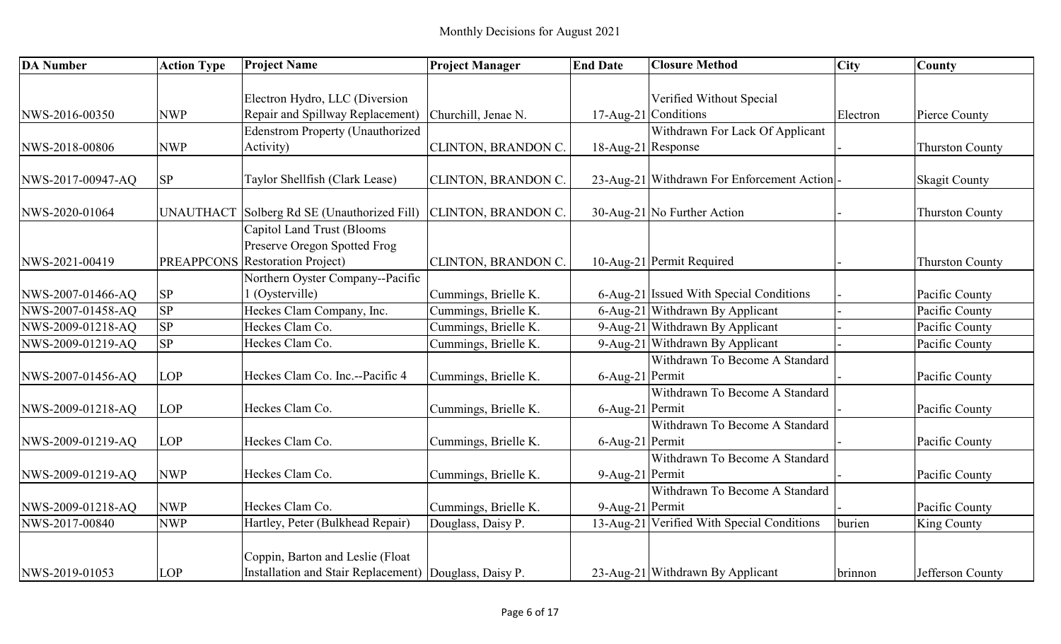# Monthly Decisions for August 2021

| DA Number | Action Type | Project Name | Project Manager | End Date | Closure Method | City | County |
|---|---|---|---|---|---|---|---|
| NWS-2016-00350 | NWP | Electron Hydro, LLC (Diversion Repair and Spillway Replacement) | Churchill, Jenae N. | 17-Aug-21 | Verified Without Special Conditions | Electron | Pierce County |
| NWS-2018-00806 | NWP | Edenstrom Property (Unauthorized Activity) | CLINTON, BRANDON C. | 18-Aug-21 | Withdrawn For Lack Of Applicant Response | - | Thurston County |
| NWS-2017-00947-AQ | SP | Taylor Shellfish (Clark Lease) | CLINTON, BRANDON C. | 23-Aug-21 | Withdrawn For Enforcement Action | - | Skagit County |
| NWS-2020-01064 | UNAUTHACT | Solberg Rd SE (Unauthorized Fill) | CLINTON, BRANDON C. | 30-Aug-21 | No Further Action | - | Thurston County |
| NWS-2021-00419 | PREAPPCONS | Capitol Land Trust (Blooms Preserve Oregon Spotted Frog Restoration Project) | CLINTON, BRANDON C. | 10-Aug-21 | Permit Required | - | Thurston County |
| NWS-2007-01466-AQ | SP | Northern Oyster Company--Pacific 1 (Oysterville) | Cummings, Brielle K. | 6-Aug-21 | Issued With Special Conditions | - | Pacific County |
| NWS-2007-01458-AQ | SP | Heckes Clam Company, Inc. | Cummings, Brielle K. | 6-Aug-21 | Withdrawn By Applicant | - | Pacific County |
| NWS-2009-01218-AQ | SP | Heckes Clam Co. | Cummings, Brielle K. | 9-Aug-21 | Withdrawn By Applicant | - | Pacific County |
| NWS-2009-01219-AQ | SP | Heckes Clam Co. | Cummings, Brielle K. | 9-Aug-21 | Withdrawn By Applicant | - | Pacific County |
| NWS-2007-01456-AQ | LOP | Heckes Clam Co. Inc.--Pacific 4 | Cummings, Brielle K. | 6-Aug-21 | Withdrawn To Become A Standard Permit | - | Pacific County |
| NWS-2009-01218-AQ | LOP | Heckes Clam Co. | Cummings, Brielle K. | 6-Aug-21 | Withdrawn To Become A Standard Permit | - | Pacific County |
| NWS-2009-01219-AQ | LOP | Heckes Clam Co. | Cummings, Brielle K. | 6-Aug-21 | Withdrawn To Become A Standard Permit | - | Pacific County |
| NWS-2009-01219-AQ | NWP | Heckes Clam Co. | Cummings, Brielle K. | 9-Aug-21 | Withdrawn To Become A Standard Permit | - | Pacific County |
| NWS-2009-01218-AQ | NWP | Heckes Clam Co. | Cummings, Brielle K. | 9-Aug-21 | Withdrawn To Become A Standard Permit | - | Pacific County |
| NWS-2017-00840 | NWP | Hartley, Peter (Bulkhead Repair) | Douglass, Daisy P. | 13-Aug-21 | Verified With Special Conditions | burien | King County |
| NWS-2019-01053 | LOP | Coppin, Barton and Leslie (Float Installation and Stair Replacement) | Douglass, Daisy P. | 23-Aug-21 | Withdrawn By Applicant | brinnon | Jefferson County |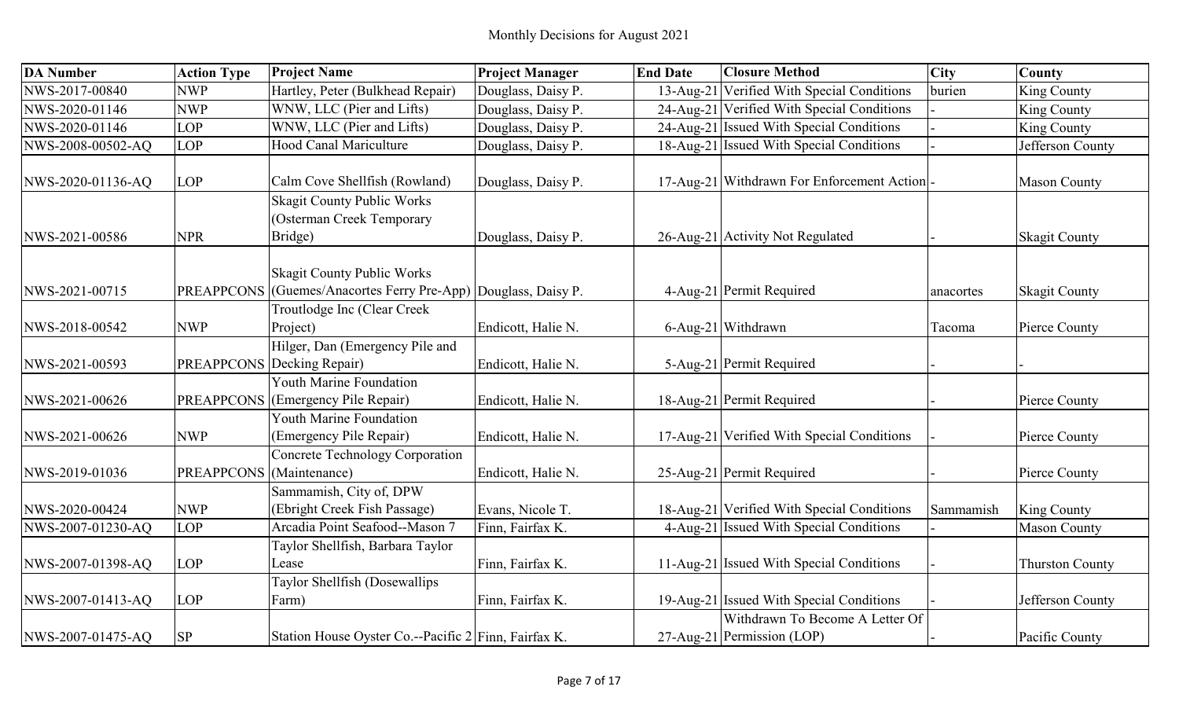Monthly Decisions for August 2021

| DA Number | Action Type | Project Name | Project Manager | End Date | Closure Method | City | County |
|---|---|---|---|---|---|---|---|
| NWS-2017-00840 | NWP | Hartley, Peter (Bulkhead Repair) | Douglass, Daisy P. | 13-Aug-21 | Verified With Special Conditions | burien | King County |
| NWS-2020-01146 | NWP | WNW, LLC (Pier and Lifts) | Douglass, Daisy P. | 24-Aug-21 | Verified With Special Conditions | - | King County |
| NWS-2020-01146 | LOP | WNW, LLC (Pier and Lifts) | Douglass, Daisy P. | 24-Aug-21 | Issued With Special Conditions | - | King County |
| NWS-2008-00502-AQ | LOP | Hood Canal Mariculture | Douglass, Daisy P. | 18-Aug-21 | Issued With Special Conditions | - | Jefferson County |
| NWS-2020-01136-AQ | LOP | Calm Cove Shellfish (Rowland) | Douglass, Daisy P. | 17-Aug-21 | Withdrawn For Enforcement Action | - | Mason County |
| NWS-2021-00586 | NPR | Skagit County Public Works (Osterman Creek Temporary Bridge) | Douglass, Daisy P. | 26-Aug-21 | Activity Not Regulated | - | Skagit County |
| NWS-2021-00715 | PREAPPCONS | Skagit County Public Works (Guemes/Anacortes Ferry Pre-App) | Douglass, Daisy P. | 4-Aug-21 | Permit Required | anacortes | Skagit County |
| NWS-2018-00542 | NWP | Troutlodge Inc (Clear Creek Project) | Endicott, Halie N. | 6-Aug-21 | Withdrawn | Tacoma | Pierce County |
| NWS-2021-00593 | PREAPPCONS | Hilger, Dan (Emergency Pile and Decking Repair) | Endicott, Halie N. | 5-Aug-21 | Permit Required | - | - |
| NWS-2021-00626 | PREAPPCONS | Youth Marine Foundation (Emergency Pile Repair) | Endicott, Halie N. | 18-Aug-21 | Permit Required | - | Pierce County |
| NWS-2021-00626 | NWP | Youth Marine Foundation (Emergency Pile Repair) | Endicott, Halie N. | 17-Aug-21 | Verified With Special Conditions | - | Pierce County |
| NWS-2019-01036 | PREAPPCONS | Concrete Technology Corporation (Maintenance) | Endicott, Halie N. | 25-Aug-21 | Permit Required | - | Pierce County |
| NWS-2020-00424 | NWP | Sammamish, City of, DPW (Ebright Creek Fish Passage) | Evans, Nicole T. | 18-Aug-21 | Verified With Special Conditions | Sammamish | King County |
| NWS-2007-01230-AQ | LOP | Arcadia Point Seafood--Mason 7 | Finn, Fairfax K. | 4-Aug-21 | Issued With Special Conditions | - | Mason County |
| NWS-2007-01398-AQ | LOP | Taylor Shellfish, Barbara Taylor Lease | Finn, Fairfax K. | 11-Aug-21 | Issued With Special Conditions | - | Thurston County |
| NWS-2007-01413-AQ | LOP | Taylor Shellfish (Dosewallips Farm) | Finn, Fairfax K. | 19-Aug-21 | Issued With Special Conditions | - | Jefferson County |
| NWS-2007-01475-AQ | SP | Station House Oyster Co.--Pacific 2 | Finn, Fairfax K. | 27-Aug-21 | Withdrawn To Become A Letter Of Permission (LOP) | - | Pacific County |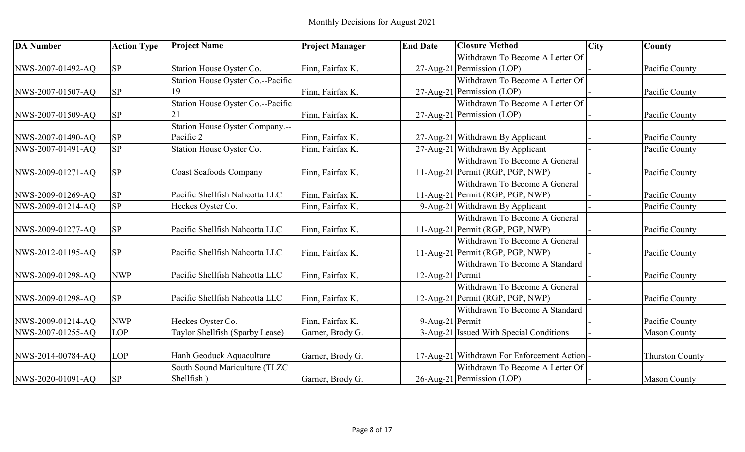Monthly Decisions for August 2021

| DA Number | Action Type | Project Name | Project Manager | End Date | Closure Method | City | County |
| --- | --- | --- | --- | --- | --- | --- | --- |
| NWS-2007-01492-AQ | SP | Station House Oyster Co. | Finn, Fairfax K. | 27-Aug-21 | Withdrawn To Become A Letter Of Permission (LOP) | - | Pacific County |
| NWS-2007-01507-AQ | SP | Station House Oyster Co.--Pacific 19 | Finn, Fairfax K. | 27-Aug-21 | Withdrawn To Become A Letter Of Permission (LOP) | - | Pacific County |
| NWS-2007-01509-AQ | SP | Station House Oyster Co.--Pacific 21 | Finn, Fairfax K. | 27-Aug-21 | Withdrawn To Become A Letter Of Permission (LOP) | - | Pacific County |
| NWS-2007-01490-AQ | SP | Station House Oyster Company.--Pacific 2 | Finn, Fairfax K. | 27-Aug-21 | Withdrawn By Applicant | - | Pacific County |
| NWS-2007-01491-AQ | SP | Station House Oyster Co. | Finn, Fairfax K. | 27-Aug-21 | Withdrawn By Applicant | - | Pacific County |
| NWS-2009-01271-AQ | SP | Coast Seafoods Company | Finn, Fairfax K. | 11-Aug-21 | Withdrawn To Become A General Permit (RGP, PGP, NWP) | - | Pacific County |
| NWS-2009-01269-AQ | SP | Pacific Shellfish Nahcotta LLC | Finn, Fairfax K. | 11-Aug-21 | Withdrawn To Become A General Permit (RGP, PGP, NWP) | - | Pacific County |
| NWS-2009-01214-AQ | SP | Heckes Oyster Co. | Finn, Fairfax K. | 9-Aug-21 | Withdrawn By Applicant | - | Pacific County |
| NWS-2009-01277-AQ | SP | Pacific Shellfish Nahcotta LLC | Finn, Fairfax K. | 11-Aug-21 | Withdrawn To Become A General Permit (RGP, PGP, NWP) | - | Pacific County |
| NWS-2012-01195-AQ | SP | Pacific Shellfish Nahcotta LLC | Finn, Fairfax K. | 11-Aug-21 | Withdrawn To Become A General Permit (RGP, PGP, NWP) | - | Pacific County |
| NWS-2009-01298-AQ | NWP | Pacific Shellfish Nahcotta LLC | Finn, Fairfax K. | 12-Aug-21 | Withdrawn To Become A Standard Permit | - | Pacific County |
| NWS-2009-01298-AQ | SP | Pacific Shellfish Nahcotta LLC | Finn, Fairfax K. | 12-Aug-21 | Withdrawn To Become A General Permit (RGP, PGP, NWP) | - | Pacific County |
| NWS-2009-01214-AQ | NWP | Heckes Oyster Co. | Finn, Fairfax K. | 9-Aug-21 | Withdrawn To Become A Standard Permit | - | Pacific County |
| NWS-2007-01255-AQ | LOP | Taylor Shellfish (Sparby Lease) | Garner, Brody G. | 3-Aug-21 | Issued With Special Conditions | - | Mason County |
| NWS-2014-00784-AQ | LOP | Hanh Geoduck Aquaculture | Garner, Brody G. | 17-Aug-21 | Withdrawn For Enforcement Action | - | Thurston County |
| NWS-2020-01091-AQ | SP | South Sound Mariculture (TLZC Shellfish ) | Garner, Brody G. | 26-Aug-21 | Withdrawn To Become A Letter Of Permission (LOP) | - | Mason County |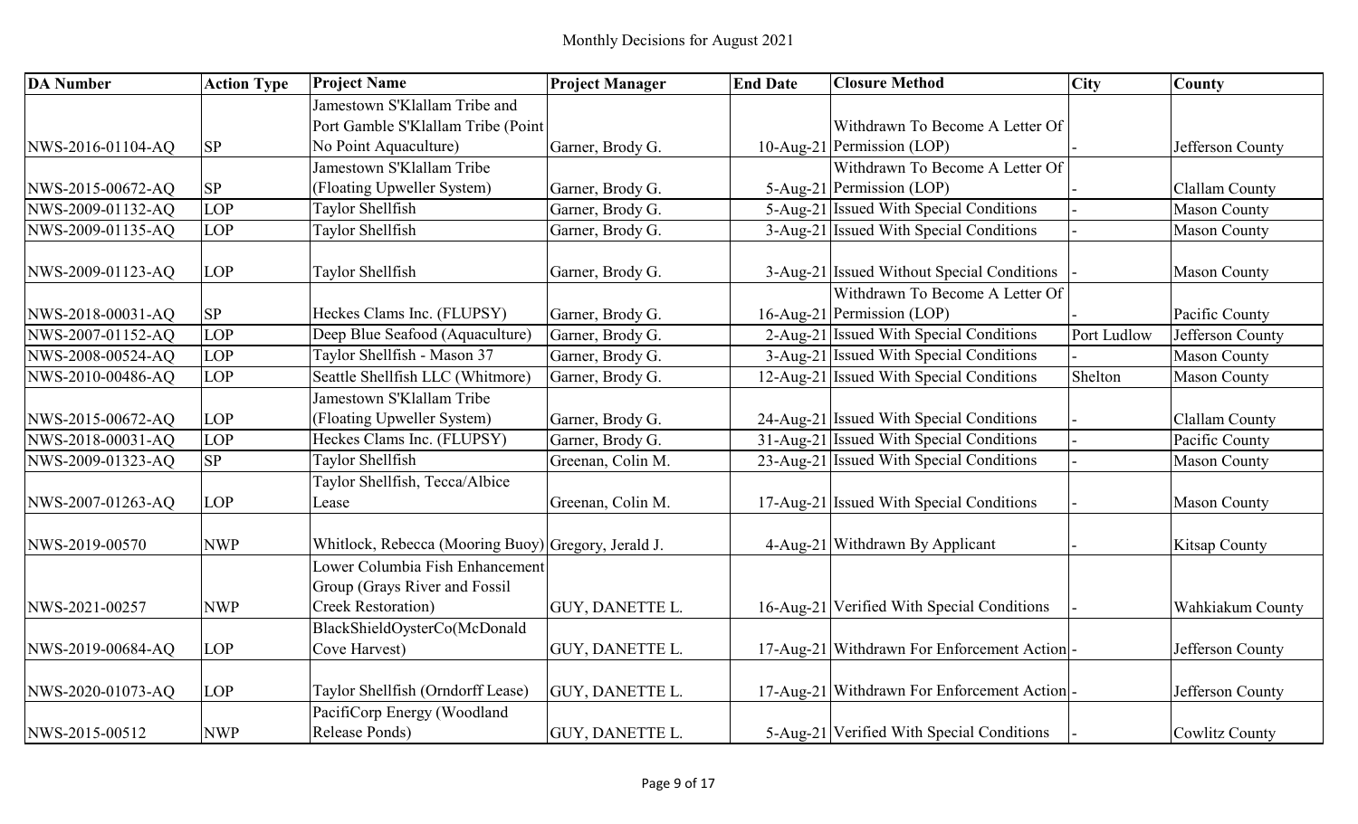# Monthly Decisions for August 2021

| DA Number | Action Type | Project Name | Project Manager | End Date | Closure Method | City | County |
|---|---|---|---|---|---|---|---|
| NWS-2016-01104-AQ | SP | Jamestown S'Klallam Tribe and Port Gamble S'Klallam Tribe (Point No Point Aquaculture) | Garner, Brody G. | 10-Aug-21 | Withdrawn To Become A Letter Of Permission (LOP) | - | Jefferson County |
| NWS-2015-00672-AQ | SP | Jamestown S'Klallam Tribe (Floating Upweller System) | Garner, Brody G. | 5-Aug-21 | Withdrawn To Become A Letter Of Permission (LOP) | - | Clallam County |
| NWS-2009-01132-AQ | LOP | Taylor Shellfish | Garner, Brody G. | 5-Aug-21 | Issued With Special Conditions | - | Mason County |
| NWS-2009-01135-AQ | LOP | Taylor Shellfish | Garner, Brody G. | 3-Aug-21 | Issued With Special Conditions | - | Mason County |
| NWS-2009-01123-AQ | LOP | Taylor Shellfish | Garner, Brody G. | 3-Aug-21 | Issued Without Special Conditions | - | Mason County |
| NWS-2018-00031-AQ | SP | Heckes Clams Inc. (FLUPSY) | Garner, Brody G. | 16-Aug-21 | Withdrawn To Become A Letter Of Permission (LOP) | - | Pacific County |
| NWS-2007-01152-AQ | LOP | Deep Blue Seafood (Aquaculture) | Garner, Brody G. | 2-Aug-21 | Issued With Special Conditions | Port Ludlow | Jefferson County |
| NWS-2008-00524-AQ | LOP | Taylor Shellfish - Mason 37 | Garner, Brody G. | 3-Aug-21 | Issued With Special Conditions | - | Mason County |
| NWS-2010-00486-AQ | LOP | Seattle Shellfish LLC (Whitmore) | Garner, Brody G. | 12-Aug-21 | Issued With Special Conditions | Shelton | Mason County |
| NWS-2015-00672-AQ | LOP | Jamestown S'Klallam Tribe (Floating Upweller System) | Garner, Brody G. | 24-Aug-21 | Issued With Special Conditions | - | Clallam County |
| NWS-2018-00031-AQ | LOP | Heckes Clams Inc. (FLUPSY) | Garner, Brody G. | 31-Aug-21 | Issued With Special Conditions | - | Pacific County |
| NWS-2009-01323-AQ | SP | Taylor Shellfish | Greenan, Colin M. | 23-Aug-21 | Issued With Special Conditions | - | Mason County |
| NWS-2007-01263-AQ | LOP | Taylor Shellfish, Tecca/Albice Lease | Greenan, Colin M. | 17-Aug-21 | Issued With Special Conditions | - | Mason County |
| NWS-2019-00570 | NWP | Whitlock, Rebecca (Mooring Buoy) | Gregory, Jerald J. | 4-Aug-21 | Withdrawn By Applicant | - | Kitsap County |
| NWS-2021-00257 | NWP | Lower Columbia Fish Enhancement Group (Grays River and Fossil Creek Restoration) | GUY, DANETTE L. | 16-Aug-21 | Verified With Special Conditions | - | Wahkiakum County |
| NWS-2019-00684-AQ | LOP | BlackShieldOysterCo(McDonald Cove Harvest) | GUY, DANETTE L. | 17-Aug-21 | Withdrawn For Enforcement Action | - | Jefferson County |
| NWS-2020-01073-AQ | LOP | Taylor Shellfish (Orndorff Lease) | GUY, DANETTE L. | 17-Aug-21 | Withdrawn For Enforcement Action | - | Jefferson County |
| NWS-2015-00512 | NWP | PacifiCorp Energy (Woodland Release Ponds) | GUY, DANETTE L. | 5-Aug-21 | Verified With Special Conditions | - | Cowlitz County |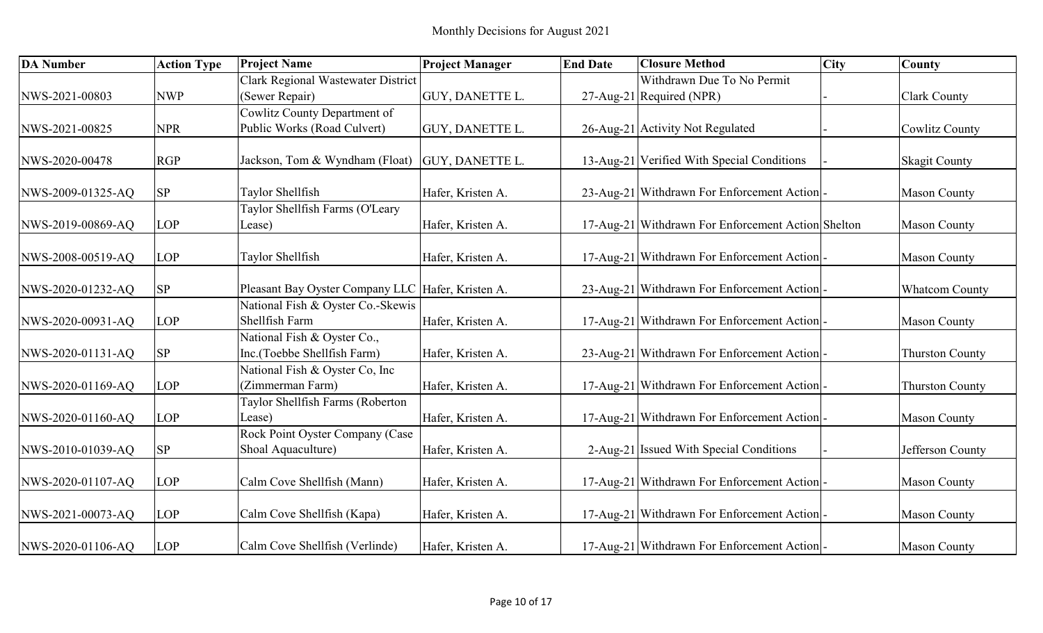Monthly Decisions for August 2021

| DA Number | Action Type | Project Name | Project Manager | End Date | Closure Method | City | County |
|---|---|---|---|---|---|---|---|
| NWS-2021-00803 | NWP | Clark Regional Wastewater District (Sewer Repair) | GUY, DANETTE L. | 27-Aug-21 | Withdrawn Due To No Permit Required (NPR) | - | Clark County |
| NWS-2021-00825 | NPR | Cowlitz County Department of Public Works (Road Culvert) | GUY, DANETTE L. | 26-Aug-21 | Activity Not Regulated | - | Cowlitz County |
| NWS-2020-00478 | RGP | Jackson, Tom & Wyndham (Float) | GUY, DANETTE L. | 13-Aug-21 | Verified With Special Conditions | - | Skagit County |
| NWS-2009-01325-AQ | SP | Taylor Shellfish | Hafer, Kristen A. | 23-Aug-21 | Withdrawn For Enforcement Action | - | Mason County |
| NWS-2019-00869-AQ | LOP | Taylor Shellfish Farms (O'Leary Lease) | Hafer, Kristen A. | 17-Aug-21 | Withdrawn For Enforcement Action | Shelton | Mason County |
| NWS-2008-00519-AQ | LOP | Taylor Shellfish | Hafer, Kristen A. | 17-Aug-21 | Withdrawn For Enforcement Action | - | Mason County |
| NWS-2020-01232-AQ | SP | Pleasant Bay Oyster Company LLC | Hafer, Kristen A. | 23-Aug-21 | Withdrawn For Enforcement Action | - | Whatcom County |
| NWS-2020-00931-AQ | LOP | National Fish & Oyster Co.-Skewis Shellfish Farm | Hafer, Kristen A. | 17-Aug-21 | Withdrawn For Enforcement Action | - | Mason County |
| NWS-2020-01131-AQ | SP | National Fish & Oyster Co., Inc.(Toebbe Shellfish Farm) | Hafer, Kristen A. | 23-Aug-21 | Withdrawn For Enforcement Action | - | Thurston County |
| NWS-2020-01169-AQ | LOP | National Fish & Oyster Co, Inc (Zimmerman Farm) | Hafer, Kristen A. | 17-Aug-21 | Withdrawn For Enforcement Action | - | Thurston County |
| NWS-2020-01160-AQ | LOP | Taylor Shellfish Farms (Roberton Lease) | Hafer, Kristen A. | 17-Aug-21 | Withdrawn For Enforcement Action | - | Mason County |
| NWS-2010-01039-AQ | SP | Rock Point Oyster Company (Case Shoal Aquaculture) | Hafer, Kristen A. | 2-Aug-21 | Issued With Special Conditions | - | Jefferson County |
| NWS-2020-01107-AQ | LOP | Calm Cove Shellfish (Mann) | Hafer, Kristen A. | 17-Aug-21 | Withdrawn For Enforcement Action | - | Mason County |
| NWS-2021-00073-AQ | LOP | Calm Cove Shellfish (Kapa) | Hafer, Kristen A. | 17-Aug-21 | Withdrawn For Enforcement Action | - | Mason County |
| NWS-2020-01106-AQ | LOP | Calm Cove Shellfish (Verlinde) | Hafer, Kristen A. | 17-Aug-21 | Withdrawn For Enforcement Action | - | Mason County |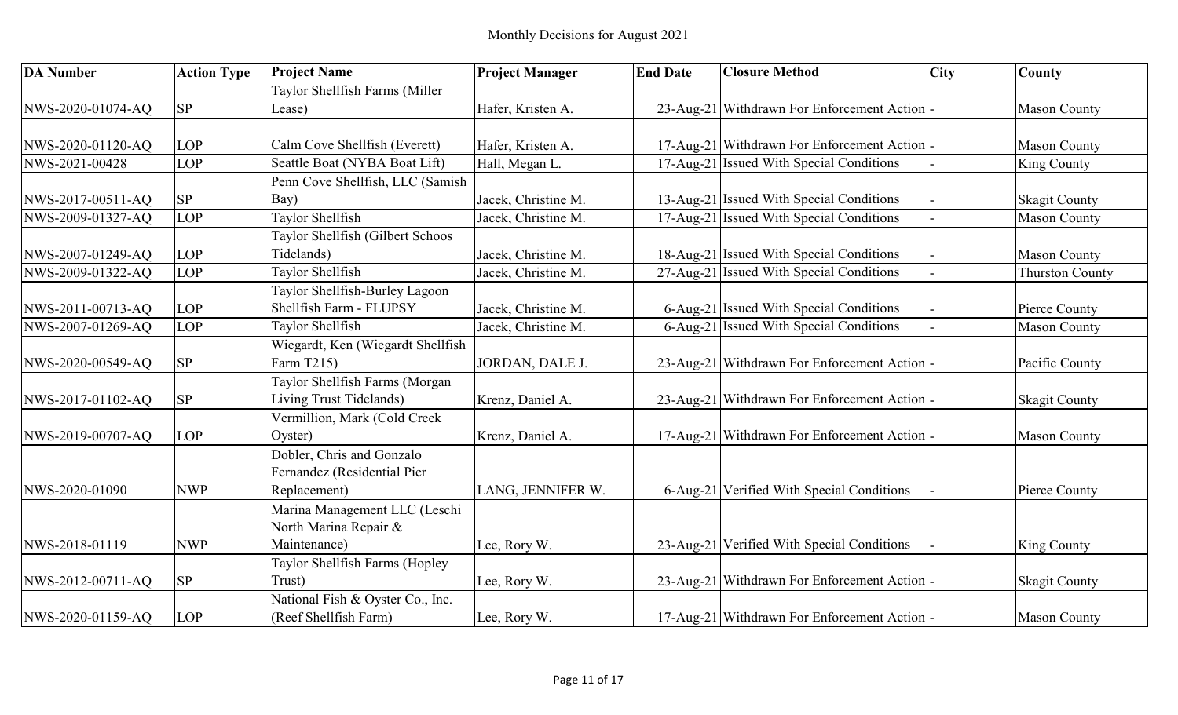# Monthly Decisions for August 2021

| DA Number | Action Type | Project Name | Project Manager | End Date | Closure Method | City | County |
|---|---|---|---|---|---|---|---|
| NWS-2020-01074-AQ | SP | Taylor Shellfish Farms (Miller Lease) | Hafer, Kristen A. | 23-Aug-21 | Withdrawn For Enforcement Action | - | Mason County |
| NWS-2020-01120-AQ | LOP | Calm Cove Shellfish (Everett) | Hafer, Kristen A. | 17-Aug-21 | Withdrawn For Enforcement Action | - | Mason County |
| NWS-2021-00428 | LOP | Seattle Boat (NYBA Boat Lift) | Hall, Megan L. | 17-Aug-21 | Issued With Special Conditions | - | King County |
| NWS-2017-00511-AQ | SP | Penn Cove Shellfish, LLC (Samish Bay) | Jacek, Christine M. | 13-Aug-21 | Issued With Special Conditions | - | Skagit County |
| NWS-2009-01327-AQ | LOP | Taylor Shellfish | Jacek, Christine M. | 17-Aug-21 | Issued With Special Conditions | - | Mason County |
| NWS-2007-01249-AQ | LOP | Taylor Shellfish (Gilbert Schoos Tidelands) | Jacek, Christine M. | 18-Aug-21 | Issued With Special Conditions | - | Mason County |
| NWS-2009-01322-AQ | LOP | Taylor Shellfish | Jacek, Christine M. | 27-Aug-21 | Issued With Special Conditions | - | Thurston County |
| NWS-2011-00713-AQ | LOP | Taylor Shellfish-Burley Lagoon Shellfish Farm - FLUPSY | Jacek, Christine M. | 6-Aug-21 | Issued With Special Conditions | - | Pierce County |
| NWS-2007-01269-AQ | LOP | Taylor Shellfish | Jacek, Christine M. | 6-Aug-21 | Issued With Special Conditions | - | Mason County |
| NWS-2020-00549-AQ | SP | Wiegardt, Ken (Wiegardt Shellfish Farm T215) | JORDAN, DALE J. | 23-Aug-21 | Withdrawn For Enforcement Action | - | Pacific County |
| NWS-2017-01102-AQ | SP | Taylor Shellfish Farms (Morgan Living Trust Tidelands) | Krenz, Daniel A. | 23-Aug-21 | Withdrawn For Enforcement Action | - | Skagit County |
| NWS-2019-00707-AQ | LOP | Vermillion, Mark (Cold Creek Oyster) | Krenz, Daniel A. | 17-Aug-21 | Withdrawn For Enforcement Action | - | Mason County |
| NWS-2020-01090 | NWP | Dobler, Chris and Gonzalo Fernandez (Residential Pier Replacement) | LANG, JENNIFER W. | 6-Aug-21 | Verified With Special Conditions | - | Pierce County |
| NWS-2018-01119 | NWP | Marina Management LLC (Leschi North Marina Repair & Maintenance) | Lee, Rory W. | 23-Aug-21 | Verified With Special Conditions | - | King County |
| NWS-2012-00711-AQ | SP | Taylor Shellfish Farms (Hopley Trust) | Lee, Rory W. | 23-Aug-21 | Withdrawn For Enforcement Action | - | Skagit County |
| NWS-2020-01159-AQ | LOP | National Fish & Oyster Co., Inc. (Reef Shellfish Farm) | Lee, Rory W. | 17-Aug-21 | Withdrawn For Enforcement Action | - | Mason County |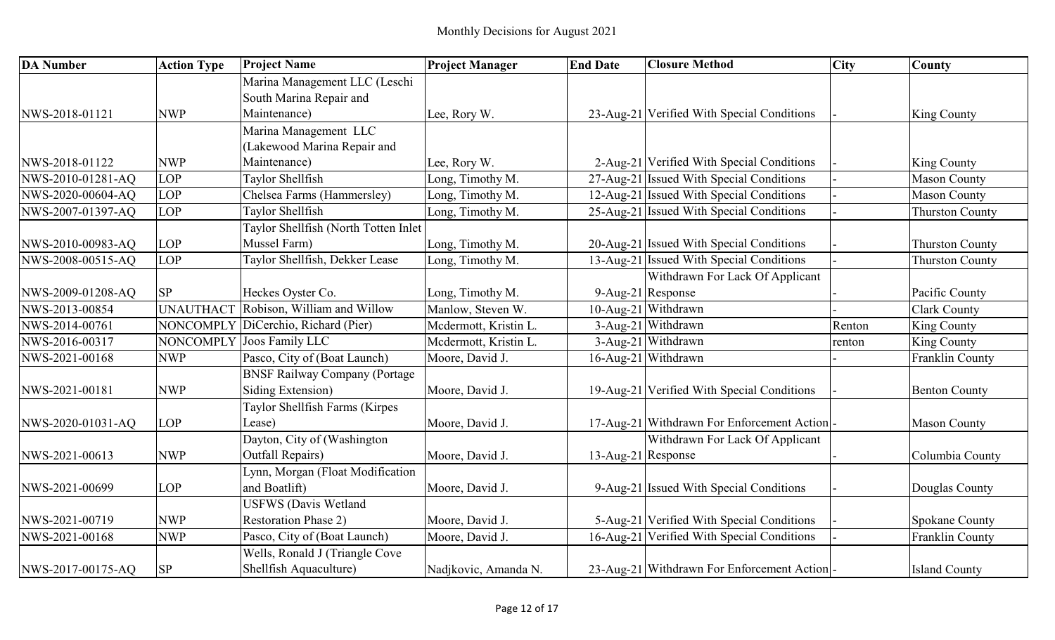# Monthly Decisions for August 2021

| DA Number | Action Type | Project Name | Project Manager | End Date | Closure Method | City | County |
|---|---|---|---|---|---|---|---|
| NWS-2018-01121 | NWP | Marina Management LLC (Leschi South Marina Repair and Maintenance) | Lee, Rory W. | 23-Aug-21 | Verified With Special Conditions | - | King County |
| NWS-2018-01122 | NWP | Marina Management LLC (Lakewood Marina Repair and Maintenance) | Lee, Rory W. | 2-Aug-21 | Verified With Special Conditions | - | King County |
| NWS-2010-01281-AQ | LOP | Taylor Shellfish | Long, Timothy M. | 27-Aug-21 | Issued With Special Conditions | - | Mason County |
| NWS-2020-00604-AQ | LOP | Chelsea Farms (Hammersley) | Long, Timothy M. | 12-Aug-21 | Issued With Special Conditions | - | Mason County |
| NWS-2007-01397-AQ | LOP | Taylor Shellfish | Long, Timothy M. | 25-Aug-21 | Issued With Special Conditions | - | Thurston County |
| NWS-2010-00983-AQ | LOP | Taylor Shellfish (North Totten Inlet Mussel Farm) | Long, Timothy M. | 20-Aug-21 | Issued With Special Conditions | - | Thurston County |
| NWS-2008-00515-AQ | LOP | Taylor Shellfish, Dekker Lease | Long, Timothy M. | 13-Aug-21 | Issued With Special Conditions | - | Thurston County |
| NWS-2009-01208-AQ | SP | Heckes Oyster Co. | Long, Timothy M. | 9-Aug-21 | Withdrawn For Lack Of Applicant Response | - | Pacific County |
| NWS-2013-00854 | UNAUTHACT | Robison, William and Willow | Manlow, Steven W. | 10-Aug-21 | Withdrawn | - | Clark County |
| NWS-2014-00761 | NONCOMPLY | DiCerchio, Richard (Pier) | Mcdermott, Kristin L. | 3-Aug-21 | Withdrawn | Renton | King County |
| NWS-2016-00317 | NONCOMPLY | Joos Family LLC | Mcdermott, Kristin L. | 3-Aug-21 | Withdrawn | renton | King County |
| NWS-2021-00168 | NWP | Pasco, City of (Boat Launch) | Moore, David J. | 16-Aug-21 | Withdrawn | - | Franklin County |
| NWS-2021-00181 | NWP | BNSF Railway Company (Portage Siding Extension) | Moore, David J. | 19-Aug-21 | Verified With Special Conditions | - | Benton County |
| NWS-2020-01031-AQ | LOP | Taylor Shellfish Farms (Kirpes Lease) | Moore, David J. | 17-Aug-21 | Withdrawn For Enforcement Action | - | Mason County |
| NWS-2021-00613 | NWP | Dayton, City of (Washington Outfall Repairs) | Moore, David J. | 13-Aug-21 | Withdrawn For Lack Of Applicant Response | - | Columbia County |
| NWS-2021-00699 | LOP | Lynn, Morgan (Float Modification and Boatlift) | Moore, David J. | 9-Aug-21 | Issued With Special Conditions | - | Douglas County |
| NWS-2021-00719 | NWP | USFWS (Davis Wetland Restoration Phase 2) | Moore, David J. | 5-Aug-21 | Verified With Special Conditions | - | Spokane County |
| NWS-2021-00168 | NWP | Pasco, City of (Boat Launch) | Moore, David J. | 16-Aug-21 | Verified With Special Conditions | - | Franklin County |
| NWS-2017-00175-AQ | SP | Wells, Ronald J (Triangle Cove Shellfish Aquaculture) | Nadjkovic, Amanda N. | 23-Aug-21 | Withdrawn For Enforcement Action | - | Island County |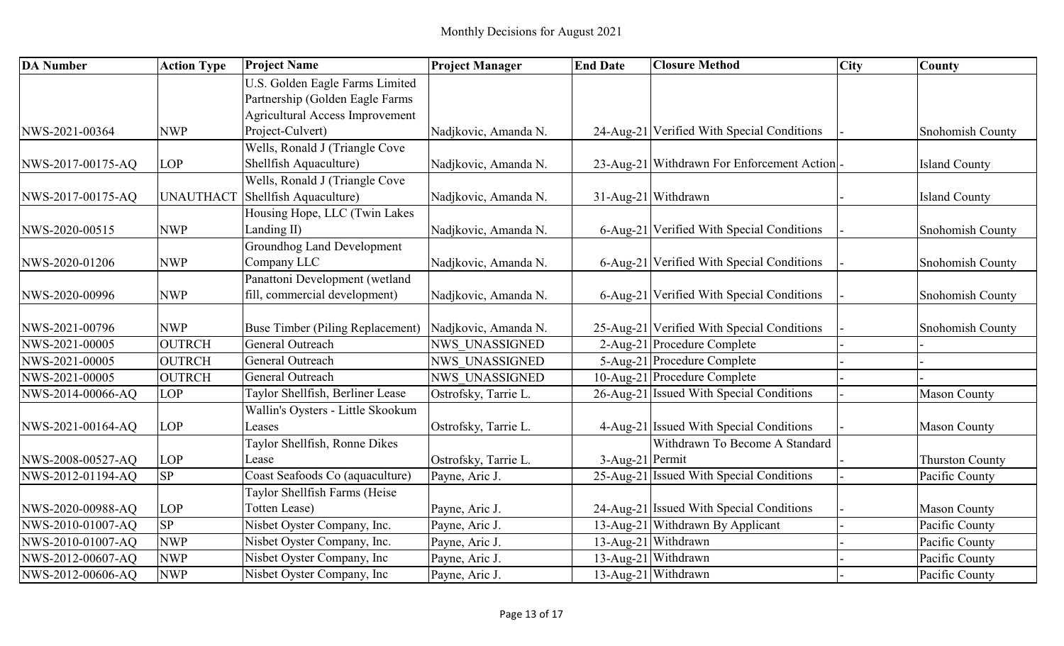# Monthly Decisions for August 2021

| DA Number | Action Type | Project Name | Project Manager | End Date | Closure Method | City | County |
|---|---|---|---|---|---|---|---|
| NWS-2021-00364 | NWP | U.S. Golden Eagle Farms Limited Partnership (Golden Eagle Farms Agricultural Access Improvement Project-Culvert) | Nadjkovic, Amanda N. | 24-Aug-21 | Verified With Special Conditions | - | Snohomish County |
| NWS-2017-00175-AQ | LOP | Wells, Ronald J (Triangle Cove Shellfish Aquaculture) | Nadjkovic, Amanda N. | 23-Aug-21 | Withdrawn For Enforcement Action | - | Island County |
| NWS-2017-00175-AQ | UNAUTHACT | Wells, Ronald J (Triangle Cove Shellfish Aquaculture) | Nadjkovic, Amanda N. | 31-Aug-21 | Withdrawn | - | Island County |
| NWS-2020-00515 | NWP | Housing Hope, LLC (Twin Lakes Landing II) | Nadjkovic, Amanda N. | 6-Aug-21 | Verified With Special Conditions | - | Snohomish County |
| NWS-2020-01206 | NWP | Groundhog Land Development Company LLC | Nadjkovic, Amanda N. | 6-Aug-21 | Verified With Special Conditions | - | Snohomish County |
| NWS-2020-00996 | NWP | Panattoni Development (wetland fill, commercial development) | Nadjkovic, Amanda N. | 6-Aug-21 | Verified With Special Conditions | - | Snohomish County |
| NWS-2021-00796 | NWP | Buse Timber (Piling Replacement) | Nadjkovic, Amanda N. | 25-Aug-21 | Verified With Special Conditions | - | Snohomish County |
| NWS-2021-00005 | OUTRCH | General Outreach | NWS_UNASSIGNED | 2-Aug-21 | Procedure Complete | - | - |
| NWS-2021-00005 | OUTRCH | General Outreach | NWS_UNASSIGNED | 5-Aug-21 | Procedure Complete | - | - |
| NWS-2021-00005 | OUTRCH | General Outreach | NWS_UNASSIGNED | 10-Aug-21 | Procedure Complete | - | - |
| NWS-2014-00066-AQ | LOP | Taylor Shellfish, Berliner Lease | Ostrofsky, Tarrie L. | 26-Aug-21 | Issued With Special Conditions | - | Mason County |
| NWS-2021-00164-AQ | LOP | Wallin's Oysters - Little Skookum Leases | Ostrofsky, Tarrie L. | 4-Aug-21 | Issued With Special Conditions | - | Mason County |
| NWS-2008-00527-AQ | LOP | Taylor Shellfish, Ronne Dikes Lease | Ostrofsky, Tarrie L. | 3-Aug-21 | Withdrawn To Become A Standard Permit | - | Thurston County |
| NWS-2012-01194-AQ | SP | Coast Seafoods Co (aquaculture) | Payne, Aric J. | 25-Aug-21 | Issued With Special Conditions | - | Pacific County |
| NWS-2020-00988-AQ | LOP | Taylor Shellfish Farms (Heise Totten Lease) | Payne, Aric J. | 24-Aug-21 | Issued With Special Conditions | - | Mason County |
| NWS-2010-01007-AQ | SP | Nisbet Oyster Company, Inc. | Payne, Aric J. | 13-Aug-21 | Withdrawn By Applicant | - | Pacific County |
| NWS-2010-01007-AQ | NWP | Nisbet Oyster Company, Inc. | Payne, Aric J. | 13-Aug-21 | Withdrawn | - | Pacific County |
| NWS-2012-00607-AQ | NWP | Nisbet Oyster Company, Inc | Payne, Aric J. | 13-Aug-21 | Withdrawn | - | Pacific County |
| NWS-2012-00606-AQ | NWP | Nisbet Oyster Company, Inc | Payne, Aric J. | 13-Aug-21 | Withdrawn | - | Pacific County |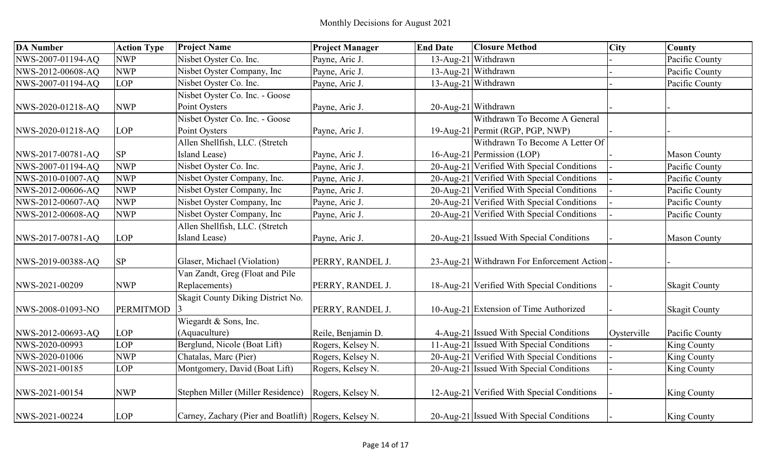Monthly Decisions for August 2021

| DA Number | Action Type | Project Name | Project Manager | End Date | Closure Method | City | County |
|---|---|---|---|---|---|---|---|
| NWS-2007-01194-AQ | NWP | Nisbet Oyster Co. Inc. | Payne, Aric J. | 13-Aug-21 | Withdrawn | - | Pacific County |
| NWS-2012-00608-AQ | NWP | Nisbet Oyster Company, Inc | Payne, Aric J. | 13-Aug-21 | Withdrawn | - | Pacific County |
| NWS-2007-01194-AQ | LOP | Nisbet Oyster Co. Inc. | Payne, Aric J. | 13-Aug-21 | Withdrawn | - | Pacific County |
| NWS-2020-01218-AQ | NWP | Nisbet Oyster Co. Inc. - Goose Point Oysters | Payne, Aric J. | 20-Aug-21 | Withdrawn | - | - |
| NWS-2020-01218-AQ | LOP | Nisbet Oyster Co. Inc. - Goose Point Oysters | Payne, Aric J. | 19-Aug-21 | Withdrawn To Become A General Permit (RGP, PGP, NWP) | - | - |
| NWS-2017-00781-AQ | SP | Allen Shellfish, LLC. (Stretch Island Lease) | Payne, Aric J. | 16-Aug-21 | Withdrawn To Become A Letter Of Permission (LOP) | - | Mason County |
| NWS-2007-01194-AQ | NWP | Nisbet Oyster Co. Inc. | Payne, Aric J. | 20-Aug-21 | Verified With Special Conditions | - | Pacific County |
| NWS-2010-01007-AQ | NWP | Nisbet Oyster Company, Inc. | Payne, Aric J. | 20-Aug-21 | Verified With Special Conditions | - | Pacific County |
| NWS-2012-00606-AQ | NWP | Nisbet Oyster Company, Inc | Payne, Aric J. | 20-Aug-21 | Verified With Special Conditions | - | Pacific County |
| NWS-2012-00607-AQ | NWP | Nisbet Oyster Company, Inc | Payne, Aric J. | 20-Aug-21 | Verified With Special Conditions | - | Pacific County |
| NWS-2012-00608-AQ | NWP | Nisbet Oyster Company, Inc | Payne, Aric J. | 20-Aug-21 | Verified With Special Conditions | - | Pacific County |
| NWS-2017-00781-AQ | LOP | Allen Shellfish, LLC. (Stretch Island Lease) | Payne, Aric J. | 20-Aug-21 | Issued With Special Conditions | - | Mason County |
| NWS-2019-00388-AQ | SP | Glaser, Michael (Violation) | PERRY, RANDEL J. | 23-Aug-21 | Withdrawn For Enforcement Action | - | - |
| NWS-2021-00209 | NWP | Van Zandt, Greg (Float and Pile Replacements) | PERRY, RANDEL J. | 18-Aug-21 | Verified With Special Conditions | - | Skagit County |
| NWS-2008-01093-NO | PERMITMOD | Skagit County Diking District No. 3 | PERRY, RANDEL J. | 10-Aug-21 | Extension of Time Authorized | - | Skagit County |
| NWS-2012-00693-AQ | LOP | Wiegardt & Sons, Inc. (Aquaculture) | Reile, Benjamin D. | 4-Aug-21 | Issued With Special Conditions | Oysterville | Pacific County |
| NWS-2020-00993 | LOP | Berglund, Nicole (Boat Lift) | Rogers, Kelsey N. | 11-Aug-21 | Issued With Special Conditions | - | King County |
| NWS-2020-01006 | NWP | Chatalas, Marc (Pier) | Rogers, Kelsey N. | 20-Aug-21 | Verified With Special Conditions | - | King County |
| NWS-2021-00185 | LOP | Montgomery, David (Boat Lift) | Rogers, Kelsey N. | 20-Aug-21 | Issued With Special Conditions | - | King County |
| NWS-2021-00154 | NWP | Stephen Miller (Miller Residence) | Rogers, Kelsey N. | 12-Aug-21 | Verified With Special Conditions | - | King County |
| NWS-2021-00224 | LOP | Carney, Zachary (Pier and Boatlift) | Rogers, Kelsey N. | 20-Aug-21 | Issued With Special Conditions | - | King County |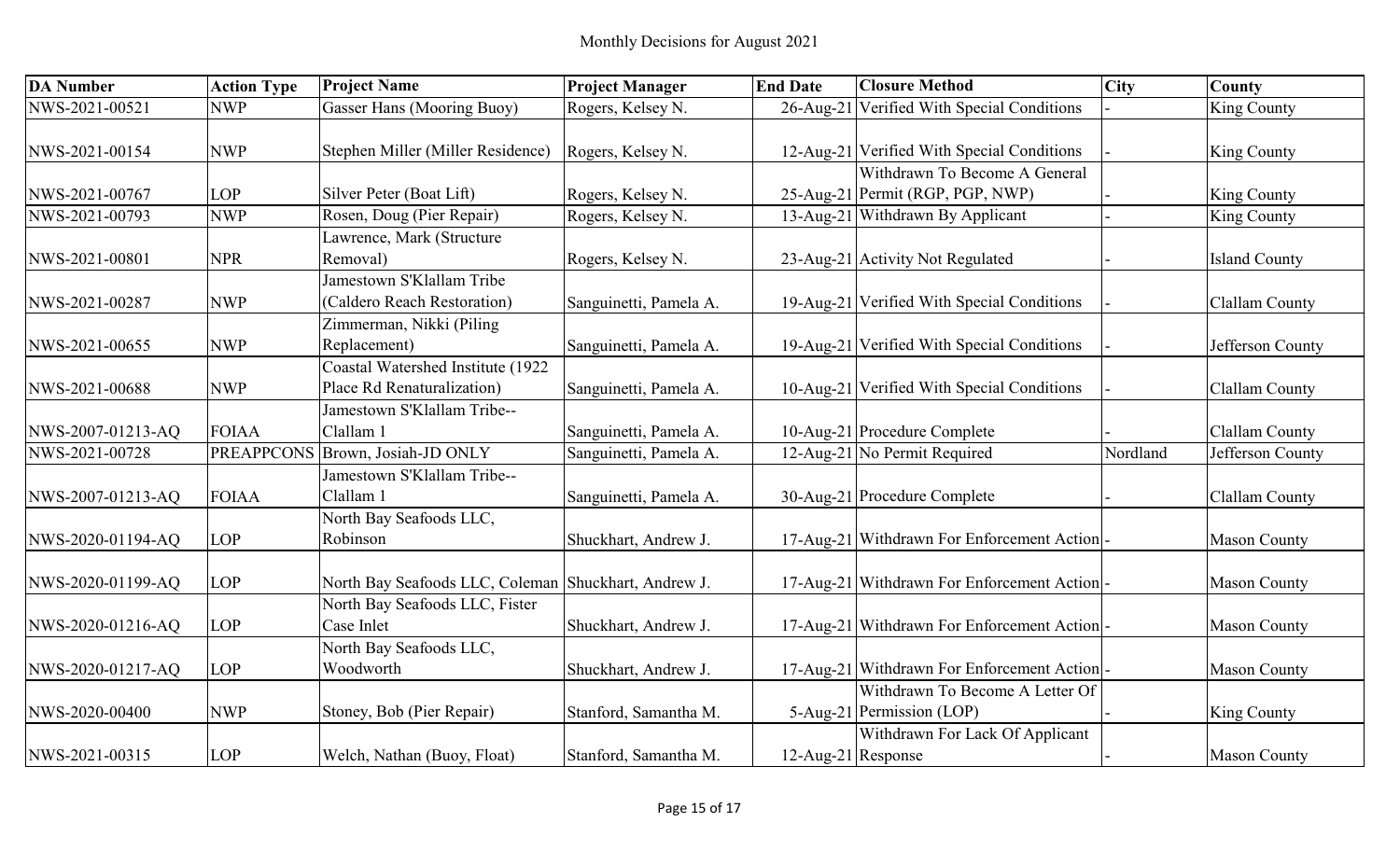# Monthly Decisions for August 2021

| DA Number | Action Type | Project Name | Project Manager | End Date | Closure Method | City | County |
|---|---|---|---|---|---|---|---|
| NWS-2021-00521 | NWP | Gasser Hans (Mooring Buoy) | Rogers, Kelsey N. | 26-Aug-21 | Verified With Special Conditions | - | King County |
| NWS-2021-00154 | NWP | Stephen Miller (Miller Residence) | Rogers, Kelsey N. | 12-Aug-21 | Verified With Special Conditions | - | King County |
| NWS-2021-00767 | LOP | Silver Peter (Boat Lift) | Rogers, Kelsey N. | 25-Aug-21 | Withdrawn To Become A General Permit (RGP, PGP, NWP) | - | King County |
| NWS-2021-00793 | NWP | Rosen, Doug (Pier Repair) | Rogers, Kelsey N. | 13-Aug-21 | Withdrawn By Applicant | - | King County |
| NWS-2021-00801 | NPR | Lawrence, Mark (Structure Removal) | Rogers, Kelsey N. | 23-Aug-21 | Activity Not Regulated | - | Island County |
| NWS-2021-00287 | NWP | Jamestown S'Klallam Tribe (Caldero Reach Restoration) | Sanguinetti, Pamela A. | 19-Aug-21 | Verified With Special Conditions | - | Clallam County |
| NWS-2021-00655 | NWP | Zimmerman, Nikki (Piling Replacement) | Sanguinetti, Pamela A. | 19-Aug-21 | Verified With Special Conditions | - | Jefferson County |
| NWS-2021-00688 | NWP | Coastal Watershed Institute (1922 Place Rd Renaturalization) | Sanguinetti, Pamela A. | 10-Aug-21 | Verified With Special Conditions | - | Clallam County |
| NWS-2007-01213-AQ | FOIAA | Jamestown S'Klallam Tribe--Clallam 1 | Sanguinetti, Pamela A. | 10-Aug-21 | Procedure Complete | - | Clallam County |
| NWS-2021-00728 | PREAPPCONS | Brown, Josiah-JD ONLY | Sanguinetti, Pamela A. | 12-Aug-21 | No Permit Required | Nordland | Jefferson County |
| NWS-2007-01213-AQ | FOIAA | Jamestown S'Klallam Tribe--Clallam 1 | Sanguinetti, Pamela A. | 30-Aug-21 | Procedure Complete | - | Clallam County |
| NWS-2020-01194-AQ | LOP | North Bay Seafoods LLC, Robinson | Shuckhart, Andrew J. | 17-Aug-21 | Withdrawn For Enforcement Action | - | Mason County |
| NWS-2020-01199-AQ | LOP | North Bay Seafoods LLC, Coleman | Shuckhart, Andrew J. | 17-Aug-21 | Withdrawn For Enforcement Action | - | Mason County |
| NWS-2020-01216-AQ | LOP | North Bay Seafoods LLC, Fister Case Inlet | Shuckhart, Andrew J. | 17-Aug-21 | Withdrawn For Enforcement Action | - | Mason County |
| NWS-2020-01217-AQ | LOP | North Bay Seafoods LLC, Woodworth | Shuckhart, Andrew J. | 17-Aug-21 | Withdrawn For Enforcement Action | - | Mason County |
| NWS-2020-00400 | NWP | Stoney, Bob (Pier Repair) | Stanford, Samantha M. | 5-Aug-21 | Withdrawn To Become A Letter Of Permission (LOP) | - | King County |
| NWS-2021-00315 | LOP | Welch, Nathan (Buoy, Float) | Stanford, Samantha M. | 12-Aug-21 | Withdrawn For Lack Of Applicant Response | - | Mason County |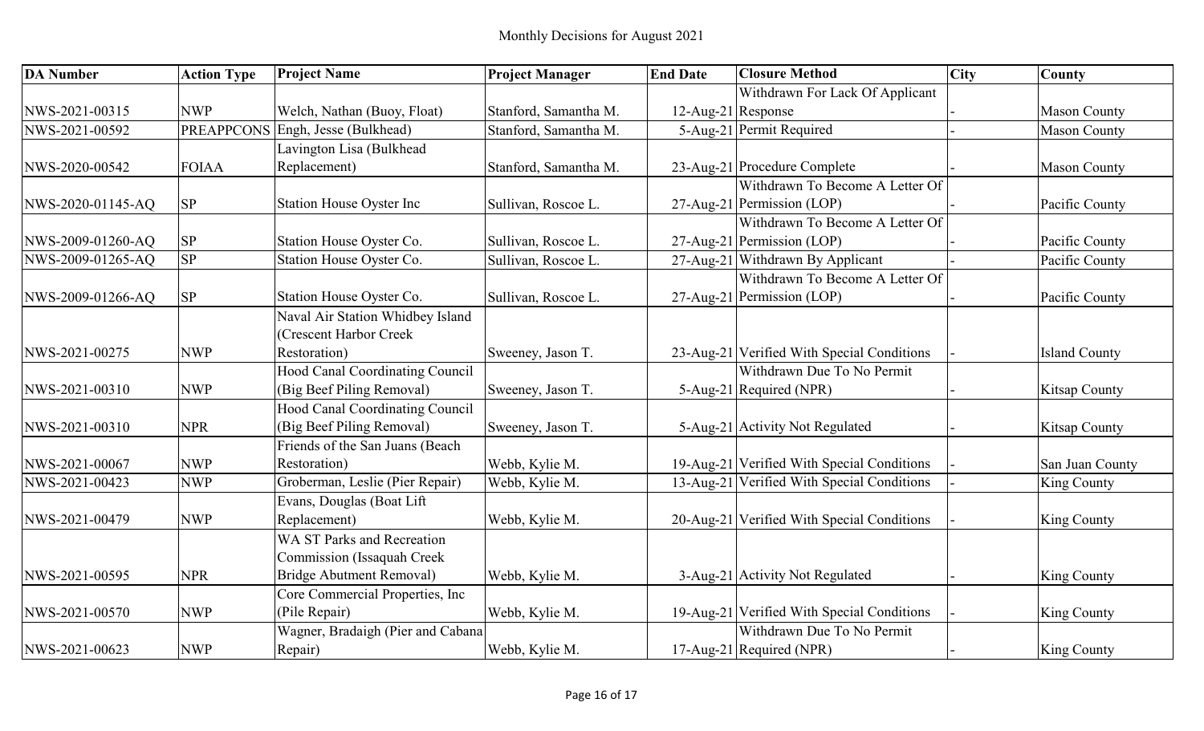# Monthly Decisions for August 2021

| DA Number | Action Type | Project Name | Project Manager | End Date | Closure Method | City | County |
|---|---|---|---|---|---|---|---|
| NWS-2021-00315 | NWP | Welch, Nathan (Buoy, Float) | Stanford, Samantha M. | 12-Aug-21 | Withdrawn For Lack Of Applicant Response | - | Mason County |
| NWS-2021-00592 | PREAPPCONS | Engh, Jesse (Bulkhead) | Stanford, Samantha M. | 5-Aug-21 | Permit Required | - | Mason County |
| NWS-2020-00542 | FOIAA | Lavington Lisa (Bulkhead Replacement) | Stanford, Samantha M. | 23-Aug-21 | Procedure Complete | - | Mason County |
| NWS-2020-01145-AQ | SP | Station House Oyster Inc | Sullivan, Roscoe L. | 27-Aug-21 | Withdrawn To Become A Letter Of Permission (LOP) | - | Pacific County |
| NWS-2009-01260-AQ | SP | Station House Oyster Co. | Sullivan, Roscoe L. | 27-Aug-21 | Withdrawn To Become A Letter Of Permission (LOP) | - | Pacific County |
| NWS-2009-01265-AQ | SP | Station House Oyster Co. | Sullivan, Roscoe L. | 27-Aug-21 | Withdrawn By Applicant | - | Pacific County |
| NWS-2009-01266-AQ | SP | Station House Oyster Co. | Sullivan, Roscoe L. | 27-Aug-21 | Withdrawn To Become A Letter Of Permission (LOP) | - | Pacific County |
| NWS-2021-00275 | NWP | Naval Air Station Whidbey Island (Crescent Harbor Creek Restoration) | Sweeney, Jason T. | 23-Aug-21 | Verified With Special Conditions | - | Island County |
| NWS-2021-00310 | NWP | Hood Canal Coordinating Council (Big Beef Piling Removal) | Sweeney, Jason T. | 5-Aug-21 | Withdrawn Due To No Permit Required (NPR) | - | Kitsap County |
| NWS-2021-00310 | NPR | Hood Canal Coordinating Council (Big Beef Piling Removal) | Sweeney, Jason T. | 5-Aug-21 | Activity Not Regulated | - | Kitsap County |
| NWS-2021-00067 | NWP | Friends of the San Juans (Beach Restoration) | Webb, Kylie M. | 19-Aug-21 | Verified With Special Conditions | - | San Juan County |
| NWS-2021-00423 | NWP | Groberman, Leslie (Pier Repair) | Webb, Kylie M. | 13-Aug-21 | Verified With Special Conditions | - | King County |
| NWS-2021-00479 | NWP | Evans, Douglas (Boat Lift Replacement) | Webb, Kylie M. | 20-Aug-21 | Verified With Special Conditions | - | King County |
| NWS-2021-00595 | NPR | WA ST Parks and Recreation Commission (Issaquah Creek Bridge Abutment Removal) | Webb, Kylie M. | 3-Aug-21 | Activity Not Regulated | - | King County |
| NWS-2021-00570 | NWP | Core Commercial Properties, Inc (Pile Repair) | Webb, Kylie M. | 19-Aug-21 | Verified With Special Conditions | - | King County |
| NWS-2021-00623 | NWP | Wagner, Bradaigh (Pier and Cabana Repair) | Webb, Kylie M. | 17-Aug-21 | Withdrawn Due To No Permit Required (NPR) | - | King County |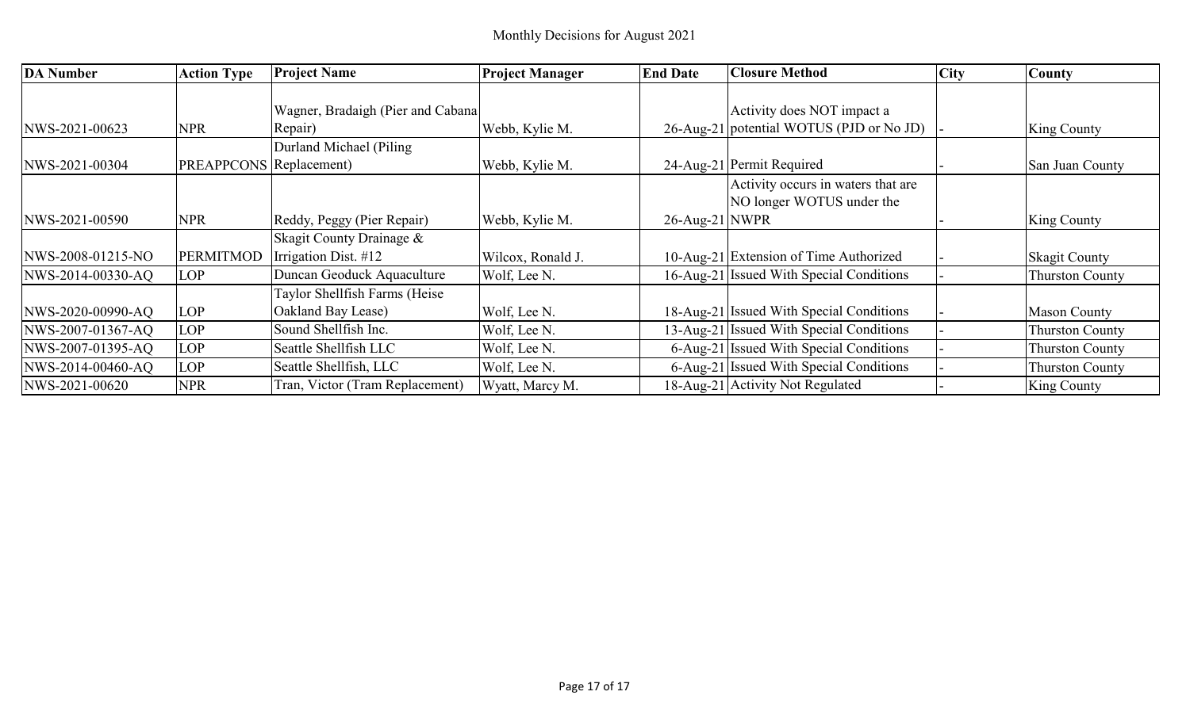Monthly Decisions for August 2021

| DA Number | Action Type | Project Name | Project Manager | End Date | Closure Method | City | County |
|---|---|---|---|---|---|---|---|
| NWS-2021-00623 | NPR | Wagner, Bradaigh (Pier and Cabana Repair) | Webb, Kylie M. | 26-Aug-21 | Activity does NOT impact a potential WOTUS (PJD or No JD) | - | King County |
| NWS-2021-00304 | PREAPPCONS | Durland Michael (Piling Replacement) | Webb, Kylie M. | 24-Aug-21 | Permit Required | - | San Juan County |
| NWS-2021-00590 | NPR | Reddy, Peggy (Pier Repair) | Webb, Kylie M. | 26-Aug-21 | Activity occurs in waters that are NO longer WOTUS under the NWPR | - | King County |
| NWS-2008-01215-NO | PERMITMOD | Skagit County Drainage & Irrigation Dist. #12 | Wilcox, Ronald J. | 10-Aug-21 | Extension of Time Authorized | - | Skagit County |
| NWS-2014-00330-AQ | LOP | Duncan Geoduck Aquaculture | Wolf, Lee N. | 16-Aug-21 | Issued With Special Conditions | - | Thurston County |
| NWS-2020-00990-AQ | LOP | Taylor Shellfish Farms (Heise Oakland Bay Lease) | Wolf, Lee N. | 18-Aug-21 | Issued With Special Conditions | - | Mason County |
| NWS-2007-01367-AQ | LOP | Sound Shellfish Inc. | Wolf, Lee N. | 13-Aug-21 | Issued With Special Conditions | - | Thurston County |
| NWS-2007-01395-AQ | LOP | Seattle Shellfish LLC | Wolf, Lee N. | 6-Aug-21 | Issued With Special Conditions | - | Thurston County |
| NWS-2014-00460-AQ | LOP | Seattle Shellfish, LLC | Wolf, Lee N. | 6-Aug-21 | Issued With Special Conditions | - | Thurston County |
| NWS-2021-00620 | NPR | Tran, Victor (Tram Replacement) | Wyatt, Marcy M. | 18-Aug-21 | Activity Not Regulated | - | King County |